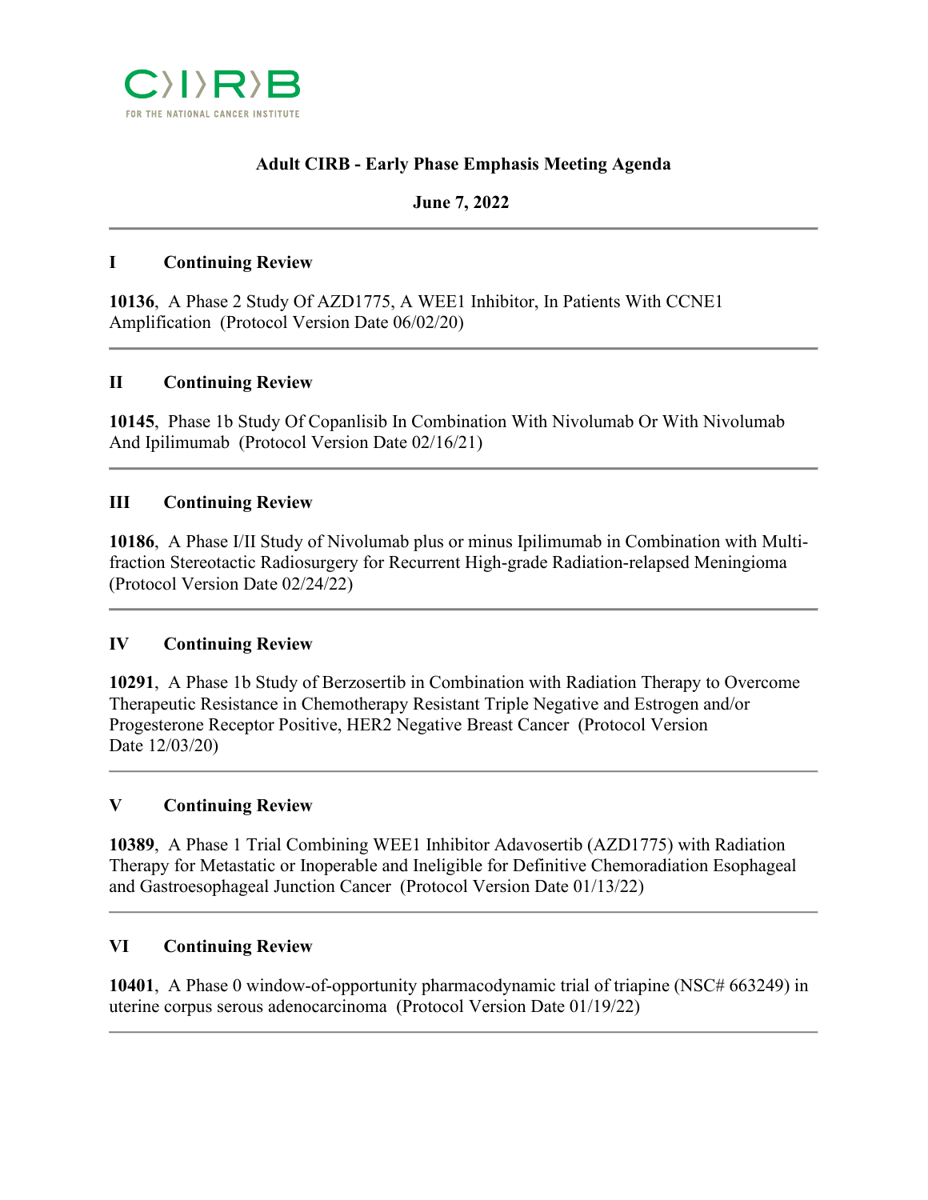CIRB FOR THE NATIONAL CANCER INSTITUTE

# Adult CIRB - Early Phase Emphasis Meeting Agenda

**June 7, 2022**

---

## I Continuing Review

**10136**, A Phase 2 Study Of AZD1775, A WEE1 Inhibitor, In Patients With CCNE1 Amplification (Protocol Version Date 06/02/20)

---

## II Continuing Review

**10145**, Phase 1b Study Of Copanlisib In Combination With Nivolumab Or With Nivolumab And Ipilimumab (Protocol Version Date 02/16/21)

---

## III Continuing Review

**10186**, A Phase I/II Study of Nivolumab plus or minus Ipilimumab in Combination with Multi-fraction Stereotactic Radiosurgery for Recurrent High-grade Radiation-relapsed Meningioma (Protocol Version Date 02/24/22)

---

## IV Continuing Review

**10291**, A Phase 1b Study of Berzosertib in Combination with Radiation Therapy to Overcome Therapeutic Resistance in Chemotherapy Resistant Triple Negative and Estrogen and/or Progesterone Receptor Positive, HER2 Negative Breast Cancer (Protocol Version Date 12/03/20)

---

## V Continuing Review

**10389**, A Phase 1 Trial Combining WEE1 Inhibitor Adavosertib (AZD1775) with Radiation Therapy for Metastatic or Inoperable and Ineligible for Definitive Chemoradiation Esophageal and Gastroesophageal Junction Cancer (Protocol Version Date 01/13/22)

---

## VI Continuing Review

**10401**, A Phase 0 window-of-opportunity pharmacodynamic trial of triapine (NSC# 663249) in uterine corpus serous adenocarcinoma (Protocol Version Date 01/19/22)

---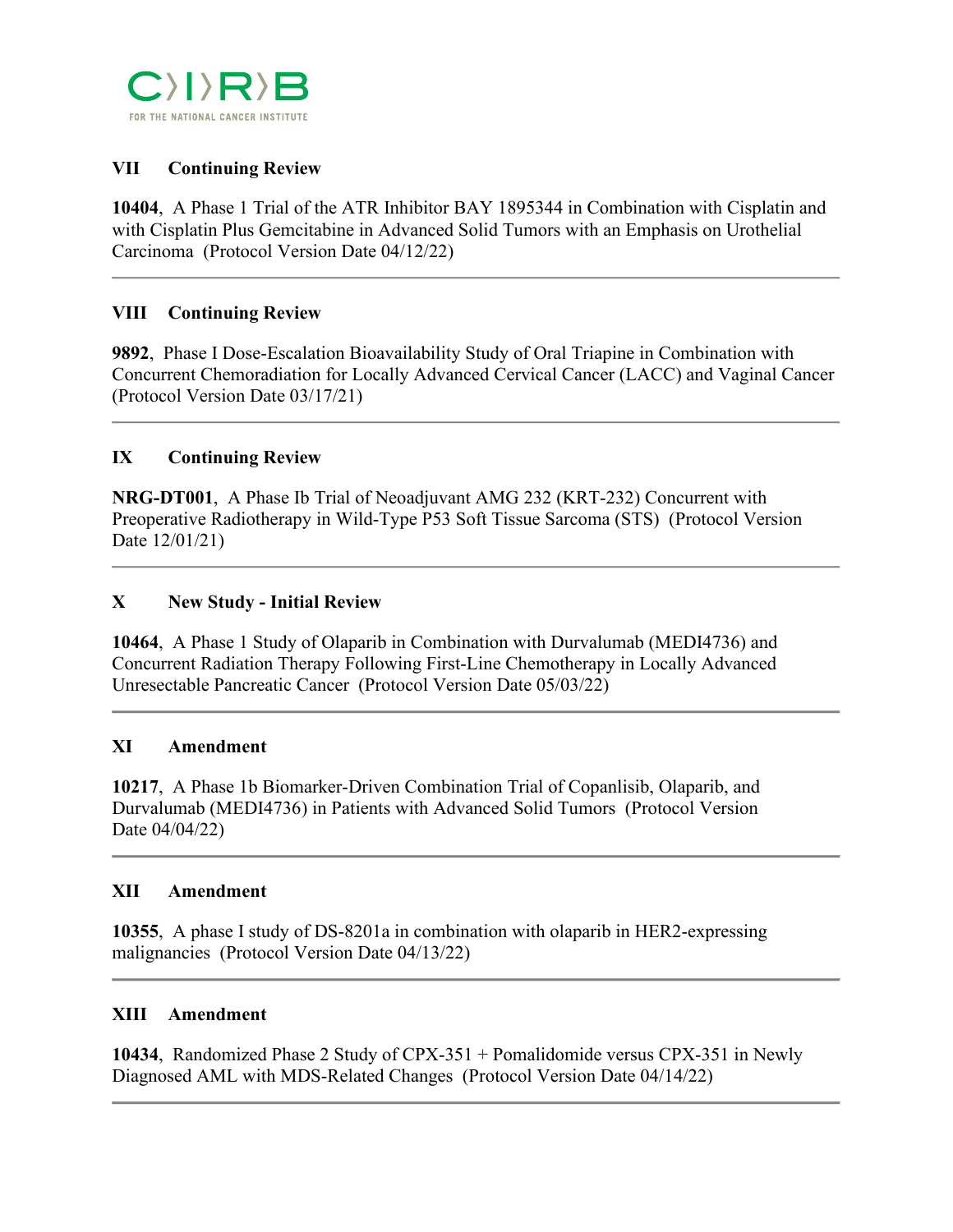### VII Continuing Review

**10404**, A Phase 1 Trial of the ATR Inhibitor BAY 1895344 in Combination with Cisplatin and with Cisplatin Plus Gemcitabine in Advanced Solid Tumors with an Emphasis on Urothelial Carcinoma (Protocol Version Date 04/12/22)

---

### VIII Continuing Review

**9892**, Phase I Dose-Escalation Bioavailability Study of Oral Triapine in Combination with Concurrent Chemoradiation for Locally Advanced Cervical Cancer (LACC) and Vaginal Cancer (Protocol Version Date 03/17/21)

---

### IX Continuing Review

**NRG-DT001**, A Phase Ib Trial of Neoadjuvant AMG 232 (KRT-232) Concurrent with Preoperative Radiotherapy in Wild-Type P53 Soft Tissue Sarcoma (STS) (Protocol Version Date 12/01/21)

---

### X New Study - Initial Review

**10464**, A Phase 1 Study of Olaparib in Combination with Durvalumab (MEDI4736) and Concurrent Radiation Therapy Following First-Line Chemotherapy in Locally Advanced Unresectable Pancreatic Cancer (Protocol Version Date 05/03/22)

---

### XI Amendment

**10217**, A Phase 1b Biomarker-Driven Combination Trial of Copanlisib, Olaparib, and Durvalumab (MEDI4736) in Patients with Advanced Solid Tumors (Protocol Version Date 04/04/22)

---

### XII Amendment

**10355**, A phase I study of DS-8201a in combination with olaparib in HER2-expressing malignancies (Protocol Version Date 04/13/22)

---

### XIII Amendment

**10434**, Randomized Phase 2 Study of CPX-351 + Pomalidomide versus CPX-351 in Newly Diagnosed AML with MDS-Related Changes (Protocol Version Date 04/14/22)

---